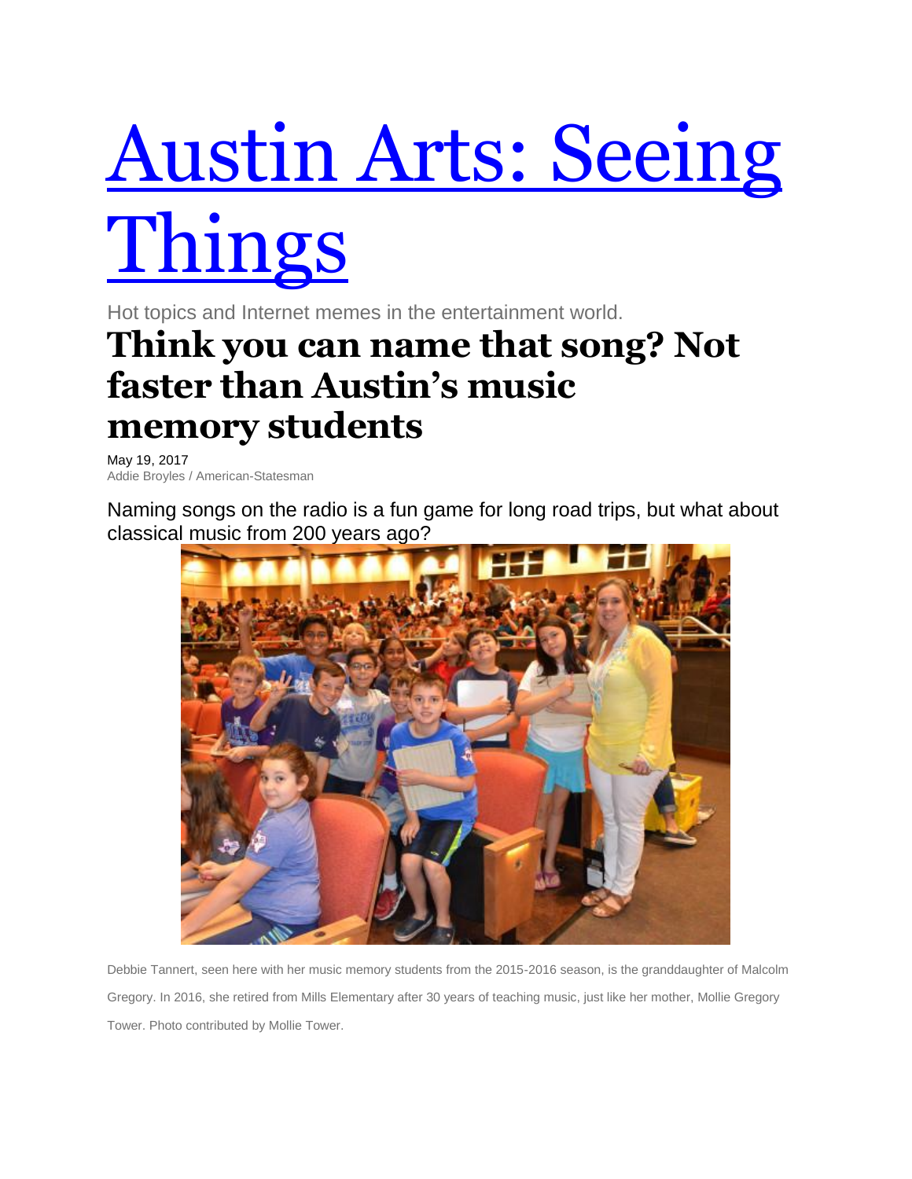# [Austin Arts: Seeing Things]

Hot topics and Internet memes in the entertainment world.

## Think you can name that song? Not faster than Austin's music memory students

May 19, 2017
Addie Broyles / American-Statesman

Naming songs on the radio is a fun game for long road trips, but what about classical music from 200 years ago?

Debbie Tannert, seen here with her music memory students from the 2015-2016 season, is the granddaughter of Malcolm Gregory. In 2016, she retired from Mills Elementary after 30 years of teaching music, just like her mother, Mollie Gregory Tower. Photo contributed by Mollie Tower.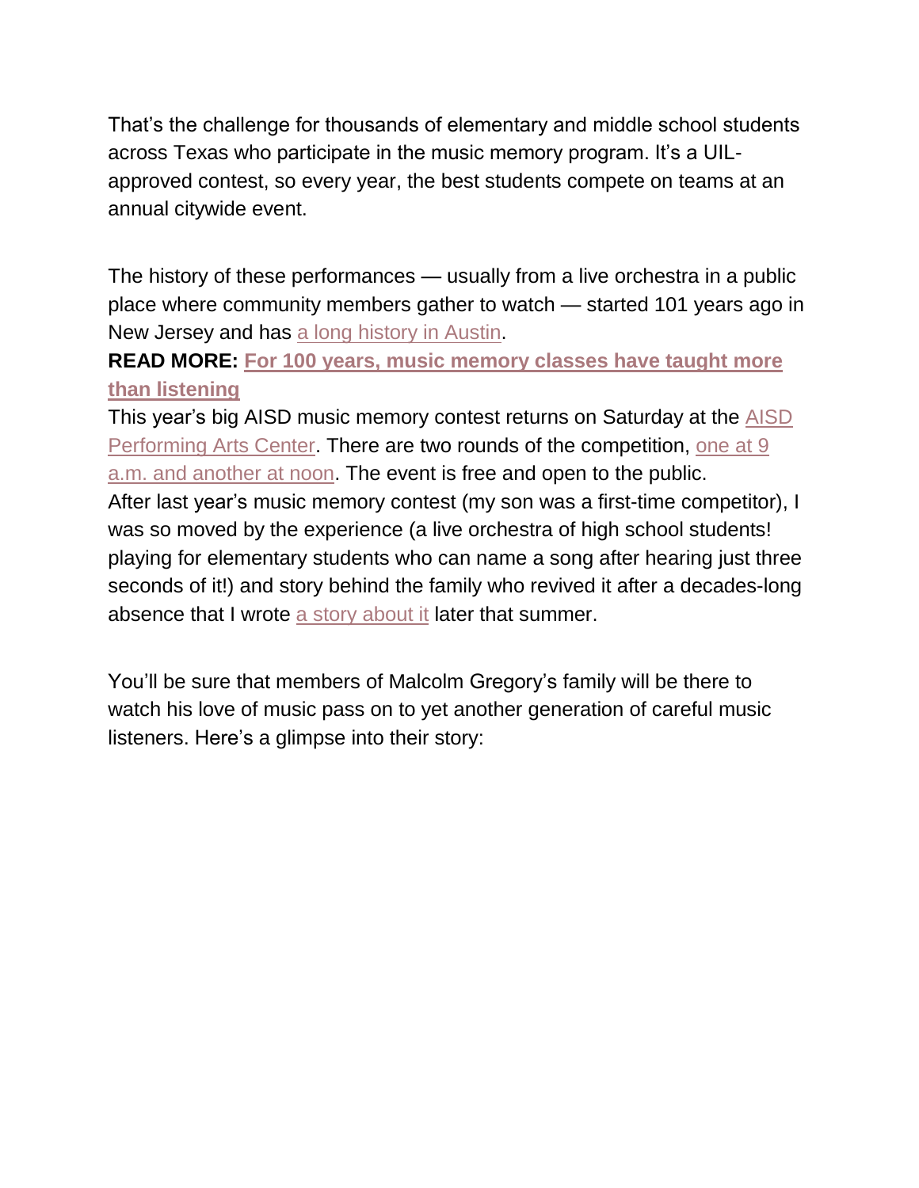That's the challenge for thousands of elementary and middle school students across Texas who participate in the music memory program. It's a UIL-approved contest, so every year, the best students compete on teams at an annual citywide event.

The history of these performances — usually from a live orchestra in a public place where community members gather to watch — started 101 years ago in New Jersey and has a long history in Austin.

**READ MORE: For 100 years, music memory classes have taught more than listening**

This year's big AISD music memory contest returns on Saturday at the AISD Performing Arts Center. There are two rounds of the competition, one at 9 a.m. and another at noon. The event is free and open to the public.

After last year's music memory contest (my son was a first-time competitor), I was so moved by the experience (a live orchestra of high school students! playing for elementary students who can name a song after hearing just three seconds of it!) and story behind the family who revived it after a decades-long absence that I wrote a story about it later that summer.

You'll be sure that members of Malcolm Gregory's family will be there to watch his love of music pass on to yet another generation of careful music listeners. Here's a glimpse into their story: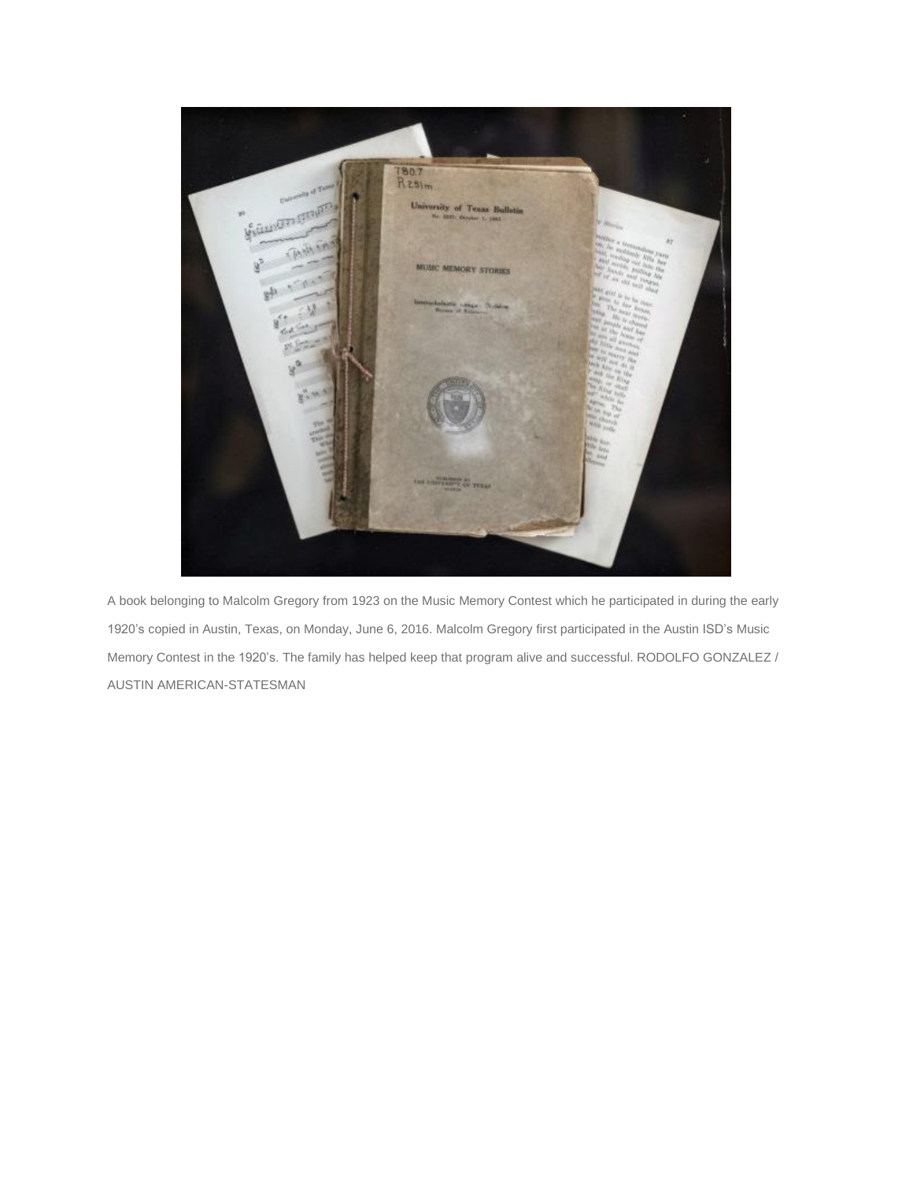A book belonging to Malcolm Gregory from 1923 on the Music Memory Contest which he participated in during the early 1920's copied in Austin, Texas, on Monday, June 6, 2016. Malcolm Gregory first participated in the Austin ISD's Music Memory Contest in the 1920's. The family has helped keep that program alive and successful. RODOLFO GONZALEZ / AUSTIN AMERICAN-STATESMAN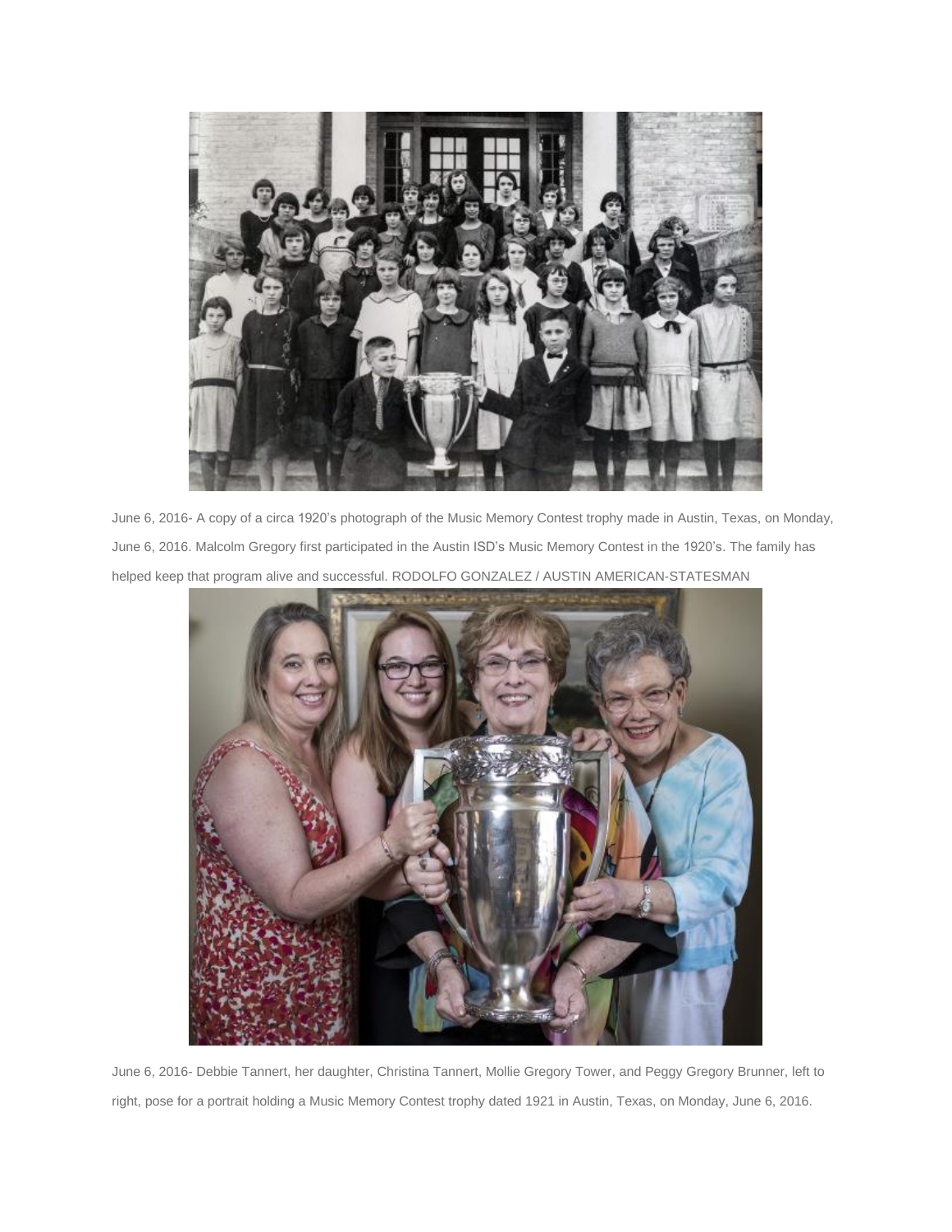June 6, 2016- A copy of a circa 1920's photograph of the Music Memory Contest trophy made in Austin, Texas, on Monday, June 6, 2016. Malcolm Gregory first participated in the Austin ISD's Music Memory Contest in the 1920's. The family has helped keep that program alive and successful. RODOLFO GONZALEZ / AUSTIN AMERICAN-STATESMAN

June 6, 2016- Debbie Tannert, her daughter, Christina Tannert, Mollie Gregory Tower, and Peggy Gregory Brunner, left to right, pose for a portrait holding a Music Memory Contest trophy dated 1921 in Austin, Texas, on Monday, June 6, 2016.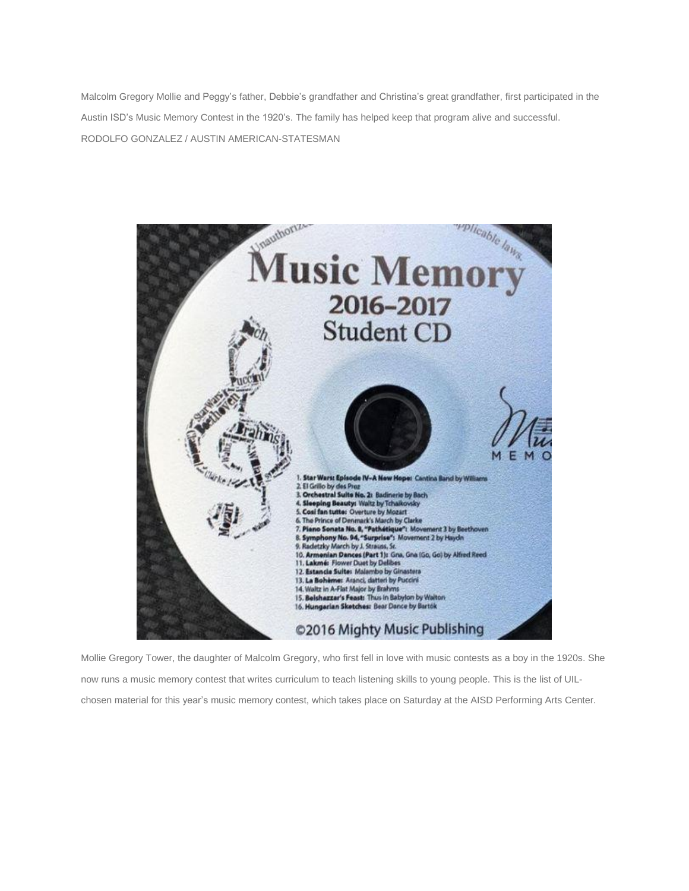Malcolm Gregory Mollie and Peggy's father, Debbie's grandfather and Christina's great grandfather, first participated in the Austin ISD's Music Memory Contest in the 1920's. The family has helped keep that program alive and successful.

RODOLFO GONZALEZ / AUSTIN AMERICAN-STATESMAN

Mollie Gregory Tower, the daughter of Malcolm Gregory, who first fell in love with music contests as a boy in the 1920s. She now runs a music memory contest that writes curriculum to teach listening skills to young people. This is the list of UIL-chosen material for this year's music memory contest, which takes place on Saturday at the AISD Performing Arts Center.